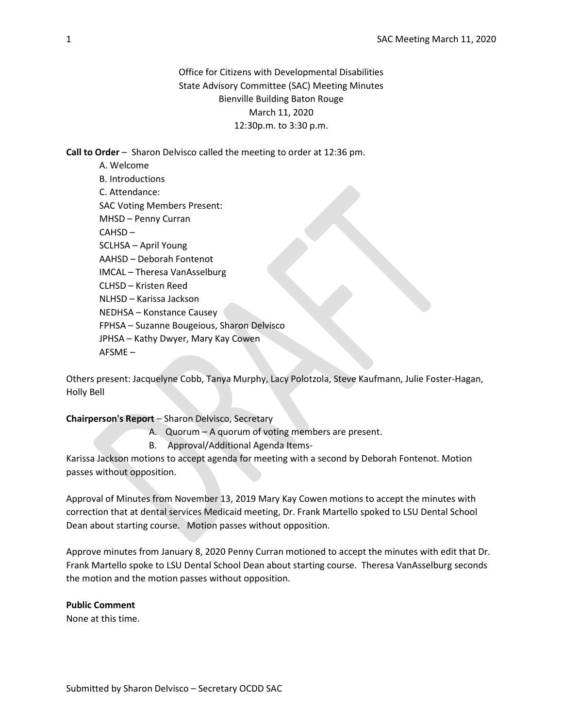Office for Citizens with Developmental Disabilities
State Advisory Committee (SAC) Meeting Minutes
Bienville Building Baton Rouge
March 11, 2020
12:30p.m. to 3:30 p.m.

**Call to Order** – Sharon Delvisco called the meeting to order at 12:36 pm.

A. Welcome
B. Introductions
C. Attendance:
SAC Voting Members Present:
MHSD – Penny Curran
CAHSD –
SCLHSA – April Young
AAHSD – Deborah Fontenot
IMCAL – Theresa VanAsselburg
CLHSD – Kristen Reed
NLHSD – Karissa Jackson
NEDHSA – Konstance Causey
FPHSA – Suzanne Bougeious, Sharon Delvisco
JPHSA – Kathy Dwyer, Mary Kay Cowen
AFSME –

Others present: Jacquelyne Cobb, Tanya Murphy, Lacy Polotzola, Steve Kaufmann, Julie Foster-Hagan, Holly Bell

**Chairperson's Report** – Sharon Delvisco, Secretary

A. Quorum – A quorum of voting members are present.
B. Approval/Additional Agenda Items-

Karissa Jackson motions to accept agenda for meeting with a second by Deborah Fontenot. Motion passes without opposition.

Approval of Minutes from November 13, 2019 Mary Kay Cowen motions to accept the minutes with correction that at dental services Medicaid meeting, Dr. Frank Martello spoked to LSU Dental School Dean about starting course. Motion passes without opposition.

Approve minutes from January 8, 2020 Penny Curran motioned to accept the minutes with edit that Dr. Frank Martello spoke to LSU Dental School Dean about starting course. Theresa VanAsselburg seconds the motion and the motion passes without opposition.

**Public Comment**
None at this time.

Submitted by Sharon Delvisco – Secretary OCDD SAC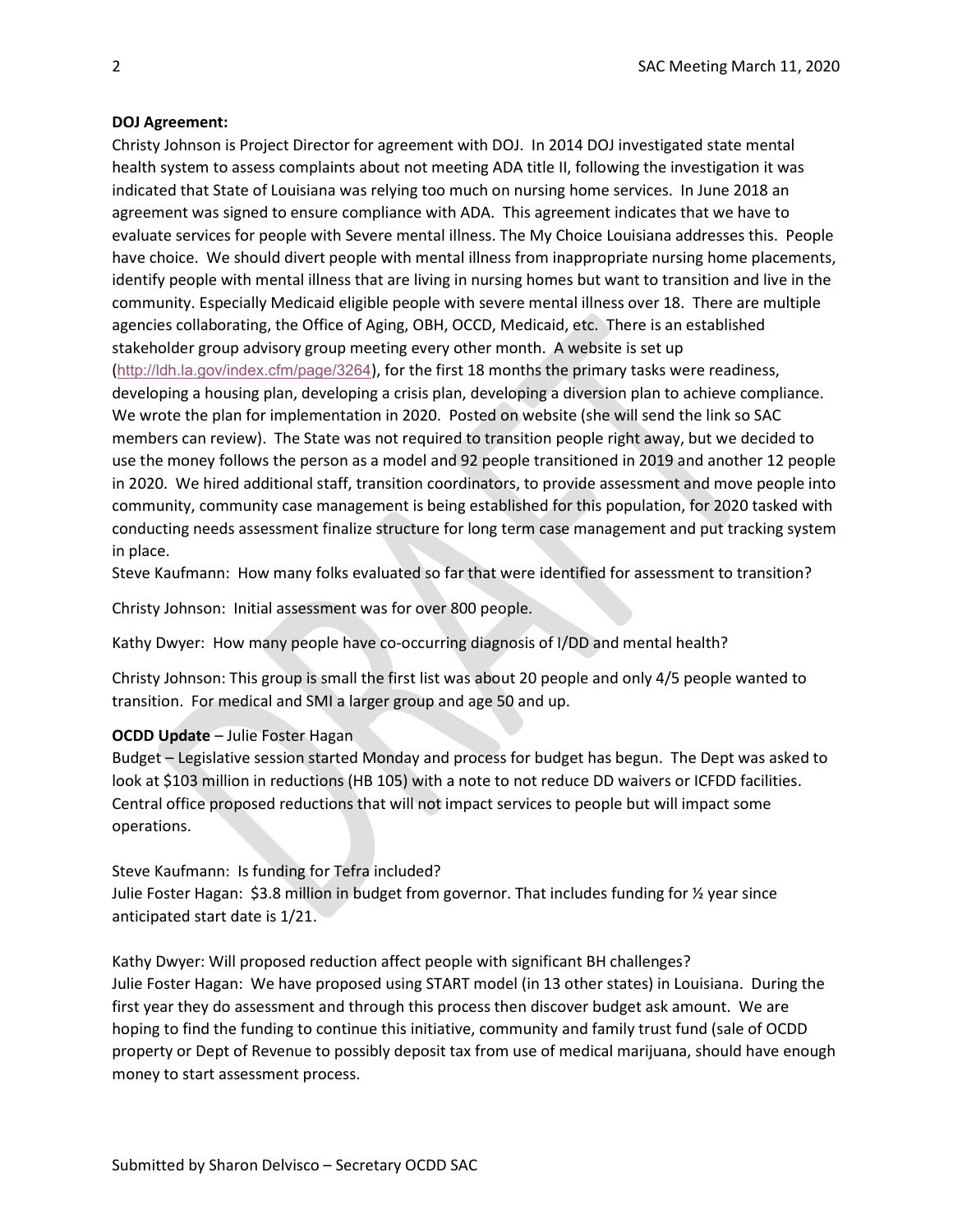**DOJ Agreement:**

Christy Johnson is Project Director for agreement with DOJ. In 2014 DOJ investigated state mental health system to assess complaints about not meeting ADA title II, following the investigation it was indicated that State of Louisiana was relying too much on nursing home services. In June 2018 an agreement was signed to ensure compliance with ADA. This agreement indicates that we have to evaluate services for people with Severe mental illness. The My Choice Louisiana addresses this. People have choice. We should divert people with mental illness from inappropriate nursing home placements, identify people with mental illness that are living in nursing homes but want to transition and live in the community. Especially Medicaid eligible people with severe mental illness over 18. There are multiple agencies collaborating, the Office of Aging, OBH, OCCD, Medicaid, etc. There is an established stakeholder group advisory group meeting every other month. A website is set up (http://ldh.la.gov/index.cfm/page/3264), for the first 18 months the primary tasks were readiness, developing a housing plan, developing a crisis plan, developing a diversion plan to achieve compliance. We wrote the plan for implementation in 2020. Posted on website (she will send the link so SAC members can review). The State was not required to transition people right away, but we decided to use the money follows the person as a model and 92 people transitioned in 2019 and another 12 people in 2020. We hired additional staff, transition coordinators, to provide assessment and move people into community, community case management is being established for this population, for 2020 tasked with conducting needs assessment finalize structure for long term case management and put tracking system in place.

Steve Kaufmann: How many folks evaluated so far that were identified for assessment to transition?

Christy Johnson: Initial assessment was for over 800 people.

Kathy Dwyer: How many people have co-occurring diagnosis of I/DD and mental health?

Christy Johnson: This group is small the first list was about 20 people and only 4/5 people wanted to transition. For medical and SMI a larger group and age 50 and up.

**OCDD Update** – Julie Foster Hagan

Budget – Legislative session started Monday and process for budget has begun. The Dept was asked to look at $103 million in reductions (HB 105) with a note to not reduce DD waivers or ICFDD facilities. Central office proposed reductions that will not impact services to people but will impact some operations.

Steve Kaufmann: Is funding for Tefra included?

Julie Foster Hagan: $3.8 million in budget from governor. That includes funding for ½ year since anticipated start date is 1/21.

Kathy Dwyer: Will proposed reduction affect people with significant BH challenges?

Julie Foster Hagan: We have proposed using START model (in 13 other states) in Louisiana. During the first year they do assessment and through this process then discover budget ask amount. We are hoping to find the funding to continue this initiative, community and family trust fund (sale of OCDD property or Dept of Revenue to possibly deposit tax from use of medical marijuana, should have enough money to start assessment process.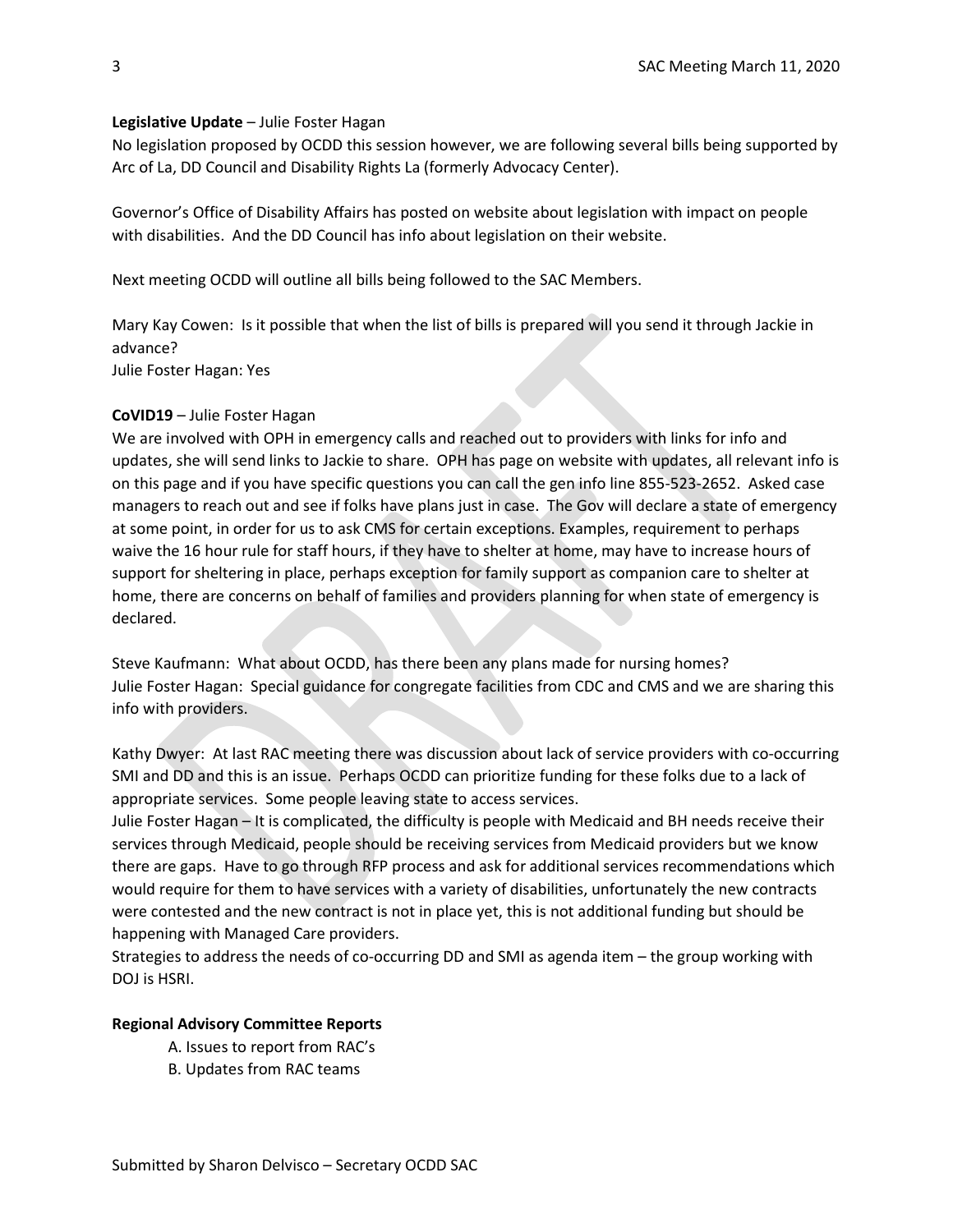**Legislative Update** – Julie Foster Hagan

No legislation proposed by OCDD this session however, we are following several bills being supported by Arc of La, DD Council and Disability Rights La (formerly Advocacy Center).

Governor's Office of Disability Affairs has posted on website about legislation with impact on people with disabilities. And the DD Council has info about legislation on their website.

Next meeting OCDD will outline all bills being followed to the SAC Members.

Mary Kay Cowen: Is it possible that when the list of bills is prepared will you send it through Jackie in advance?
Julie Foster Hagan: Yes

**CoVID19** – Julie Foster Hagan

We are involved with OPH in emergency calls and reached out to providers with links for info and updates, she will send links to Jackie to share. OPH has page on website with updates, all relevant info is on this page and if you have specific questions you can call the gen info line 855-523-2652. Asked case managers to reach out and see if folks have plans just in case. The Gov will declare a state of emergency at some point, in order for us to ask CMS for certain exceptions. Examples, requirement to perhaps waive the 16 hour rule for staff hours, if they have to shelter at home, may have to increase hours of support for sheltering in place, perhaps exception for family support as companion care to shelter at home, there are concerns on behalf of families and providers planning for when state of emergency is declared.

Steve Kaufmann: What about OCDD, has there been any plans made for nursing homes?
Julie Foster Hagan: Special guidance for congregate facilities from CDC and CMS and we are sharing this info with providers.

Kathy Dwyer: At last RAC meeting there was discussion about lack of service providers with co-occurring SMI and DD and this is an issue. Perhaps OCDD can prioritize funding for these folks due to a lack of appropriate services. Some people leaving state to access services.
Julie Foster Hagan – It is complicated, the difficulty is people with Medicaid and BH needs receive their services through Medicaid, people should be receiving services from Medicaid providers but we know there are gaps. Have to go through RFP process and ask for additional services recommendations which would require for them to have services with a variety of disabilities, unfortunately the new contracts were contested and the new contract is not in place yet, this is not additional funding but should be happening with Managed Care providers.
Strategies to address the needs of co-occurring DD and SMI as agenda item – the group working with DOJ is HSRI.

**Regional Advisory Committee Reports**

A. Issues to report from RAC's
B. Updates from RAC teams

Submitted by Sharon Delvisco – Secretary OCDD SAC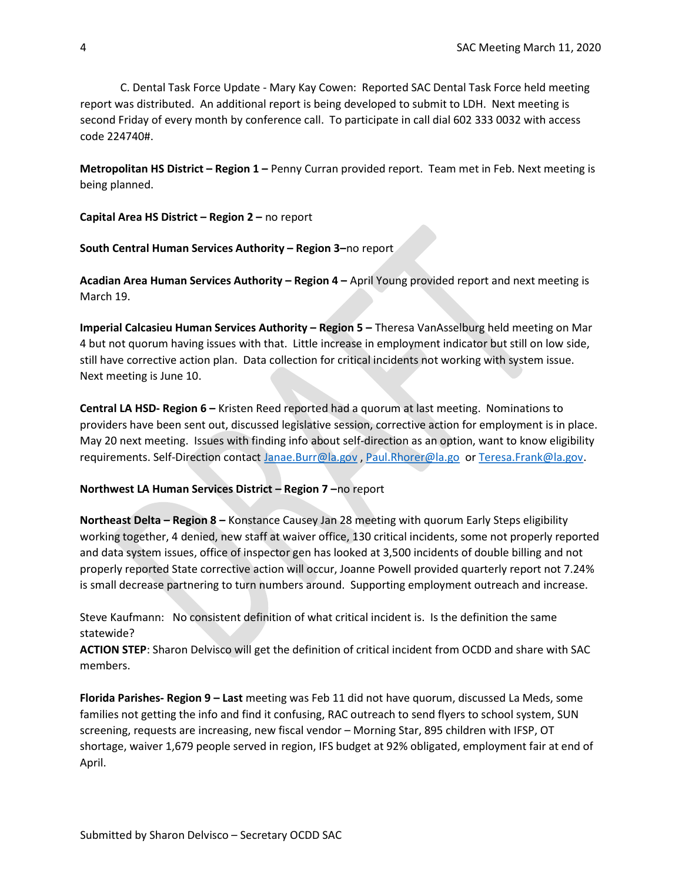C. Dental Task Force Update - Mary Kay Cowen: Reported SAC Dental Task Force held meeting report was distributed. An additional report is being developed to submit to LDH. Next meeting is second Friday of every month by conference call. To participate in call dial 602 333 0032 with access code 224740#.

**Metropolitan HS District – Region 1 –** Penny Curran provided report. Team met in Feb. Next meeting is being planned.

**Capital Area HS District – Region 2 –** no report

**South Central Human Services Authority – Region 3–**no report

**Acadian Area Human Services Authority – Region 4 –** April Young provided report and next meeting is March 19.

**Imperial Calcasieu Human Services Authority – Region 5 –** Theresa VanAsselburg held meeting on Mar 4 but not quorum having issues with that. Little increase in employment indicator but still on low side, still have corrective action plan. Data collection for critical incidents not working with system issue. Next meeting is June 10.

**Central LA HSD- Region 6 –** Kristen Reed reported had a quorum at last meeting. Nominations to providers have been sent out, discussed legislative session, corrective action for employment is in place. May 20 next meeting. Issues with finding info about self-direction as an option, want to know eligibility requirements. Self-Direction contact Janae.Burr@la.gov , Paul.Rhorer@la.go or Teresa.Frank@la.gov.

**Northwest LA Human Services District – Region 7 –**no report

**Northeast Delta – Region 8 –** Konstance Causey Jan 28 meeting with quorum Early Steps eligibility working together, 4 denied, new staff at waiver office, 130 critical incidents, some not properly reported and data system issues, office of inspector gen has looked at 3,500 incidents of double billing and not properly reported State corrective action will occur, Joanne Powell provided quarterly report not 7.24% is small decrease partnering to turn numbers around. Supporting employment outreach and increase.

Steve Kaufmann: No consistent definition of what critical incident is. Is the definition the same statewide?

**ACTION STEP**: Sharon Delvisco will get the definition of critical incident from OCDD and share with SAC members.

**Florida Parishes- Region 9 – Last** meeting was Feb 11 did not have quorum, discussed La Meds, some families not getting the info and find it confusing, RAC outreach to send flyers to school system, SUN screening, requests are increasing, new fiscal vendor – Morning Star, 895 children with IFSP, OT shortage, waiver 1,679 people served in region, IFS budget at 92% obligated, employment fair at end of April.

Submitted by Sharon Delvisco – Secretary OCDD SAC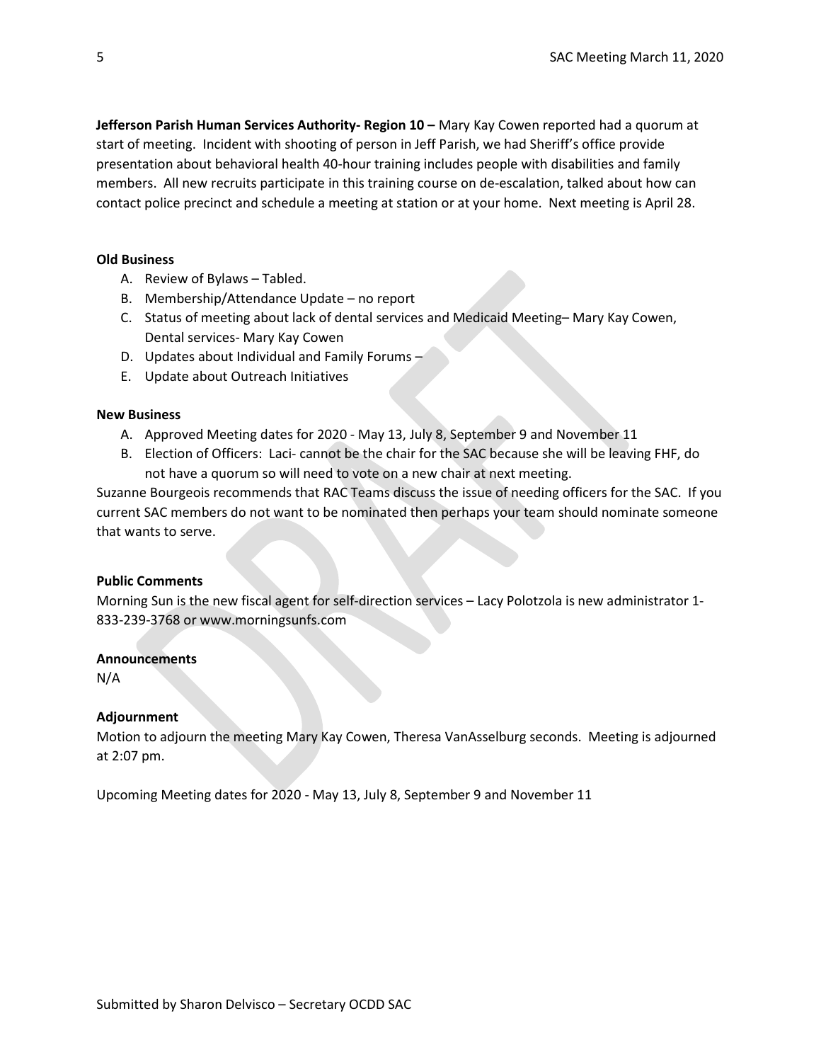**Jefferson Parish Human Services Authority- Region 10 –** Mary Kay Cowen reported had a quorum at start of meeting. Incident with shooting of person in Jeff Parish, we had Sheriff's office provide presentation about behavioral health 40-hour training includes people with disabilities and family members. All new recruits participate in this training course on de-escalation, talked about how can contact police precinct and schedule a meeting at station or at your home. Next meeting is April 28.

**Old Business**

A. Review of Bylaws – Tabled.
B. Membership/Attendance Update – no report
C. Status of meeting about lack of dental services and Medicaid Meeting– Mary Kay Cowen, Dental services- Mary Kay Cowen
D. Updates about Individual and Family Forums –
E. Update about Outreach Initiatives

**New Business**

A. Approved Meeting dates for 2020 - May 13, July 8, September 9 and November 11
B. Election of Officers: Laci- cannot be the chair for the SAC because she will be leaving FHF, do not have a quorum so will need to vote on a new chair at next meeting.

Suzanne Bourgeois recommends that RAC Teams discuss the issue of needing officers for the SAC. If you current SAC members do not want to be nominated then perhaps your team should nominate someone that wants to serve.

**Public Comments**

Morning Sun is the new fiscal agent for self-direction services – Lacy Polotzola is new administrator 1-833-239-3768 or www.morningsunfs.com

**Announcements**

N/A

**Adjournment**

Motion to adjourn the meeting Mary Kay Cowen, Theresa VanAsselburg seconds. Meeting is adjourned at 2:07 pm.

Upcoming Meeting dates for 2020 - May 13, July 8, September 9 and November 11

Submitted by Sharon Delvisco – Secretary OCDD SAC